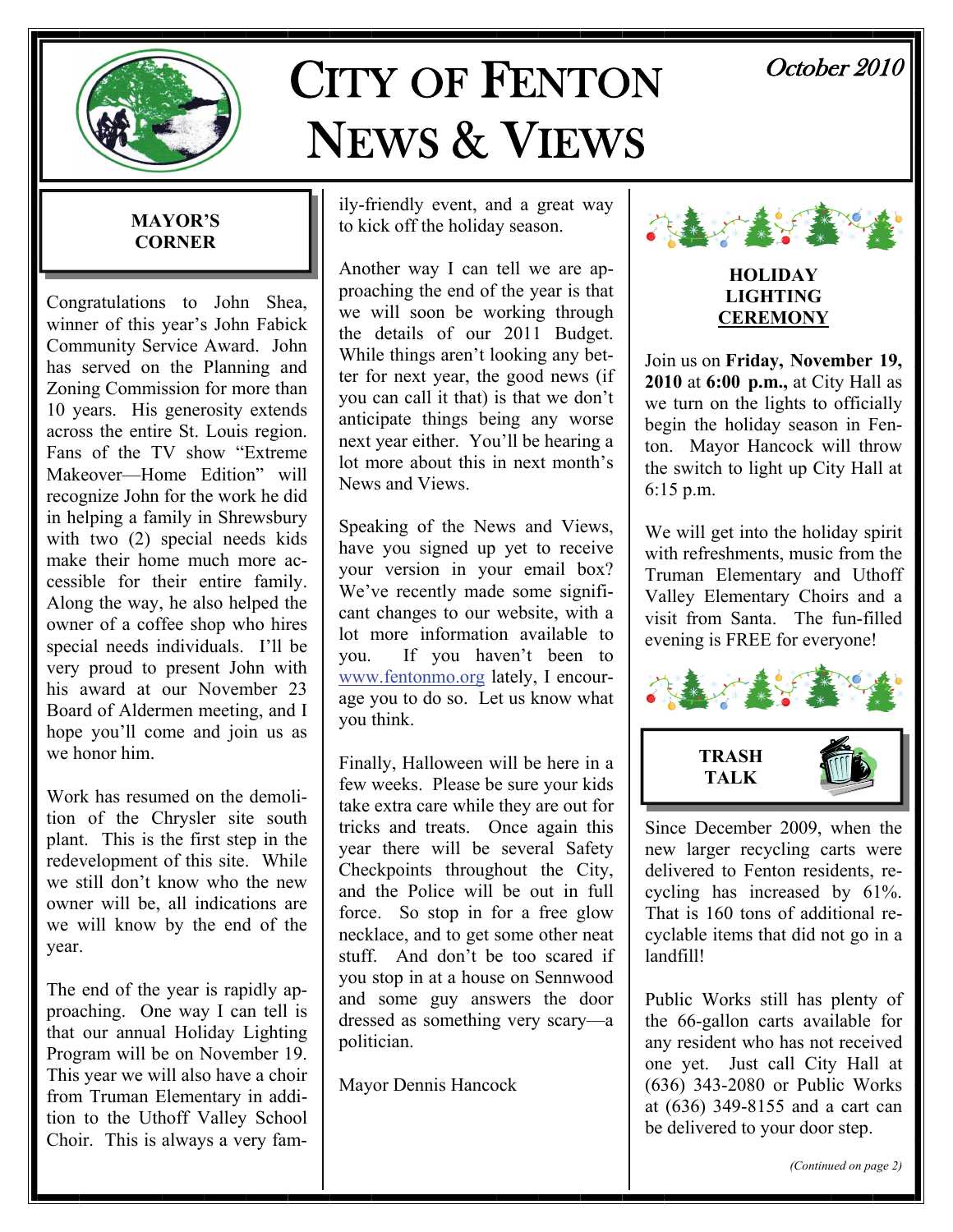# CITY OF FENTON NEWS & VIEWS

*October 2010*

## MAYOR'S CORNER

Congratulations to John Shea, winner of this year's John Fabick Community Service Award. John has served on the Planning and Zoning Commission for more than 10 years. His generosity extends across the entire St. Louis region. Fans of the TV show "Extreme Makeover—Home Edition" will recognize John for the work he did in helping a family in Shrewsbury with two (2) special needs kids make their home much more accessible for their entire family. Along the way, he also helped the owner of a coffee shop who hires special needs individuals. I'll be very proud to present John with his award at our November 23 Board of Aldermen meeting, and I hope you'll come and join us as we honor him.

Work has resumed on the demolition of the Chrysler site south plant. This is the first step in the redevelopment of this site. While we still don't know who the new owner will be, all indications are we will know by the end of the year.

The end of the year is rapidly approaching. One way I can tell is that our annual Holiday Lighting Program will be on November 19. This year we will also have a choir from Truman Elementary in addition to the Uthoff Valley School Choir. This is always a very family-friendly event, and a great way to kick off the holiday season.

Another way I can tell we are approaching the end of the year is that we will soon be working through the details of our 2011 Budget. While things aren't looking any better for next year, the good news (if you can call it that) is that we don't anticipate things being any worse next year either. You'll be hearing a lot more about this in next month's News and Views.

Speaking of the News and Views, have you signed up yet to receive your version in your email box? We've recently made some significant changes to our website, with a lot more information available to you. If you haven't been to www.fentonmo.org lately, I encourage you to do so. Let us know what you think.

Finally, Halloween will be here in a few weeks. Please be sure your kids take extra care while they are out for tricks and treats. Once again this year there will be several Safety Checkpoints throughout the City, and the Police will be out in full force. So stop in for a free glow necklace, and to get some other neat stuff. And don't be too scared if you stop in at a house on Sennwood and some guy answers the door dressed as something very scary—a politician.

Mayor Dennis Hancock

## HOLIDAY LIGHTING CEREMONY

Join us on **Friday, November 19, 2010** at **6:00 p.m.,** at City Hall as we turn on the lights to officially begin the holiday season in Fenton. Mayor Hancock will throw the switch to light up City Hall at 6:15 p.m.

We will get into the holiday spirit with refreshments, music from the Truman Elementary and Uthoff Valley Elementary Choirs and a visit from Santa. The fun-filled evening is FREE for everyone!

## TRASH TALK

Since December 2009, when the new larger recycling carts were delivered to Fenton residents, recycling has increased by 61%. That is 160 tons of additional recyclable items that did not go in a landfill!

Public Works still has plenty of the 66-gallon carts available for any resident who has not received one yet. Just call City Hall at (636) 343-2080 or Public Works at (636) 349-8155 and a cart can be delivered to your door step.

*(Continued on page 2)*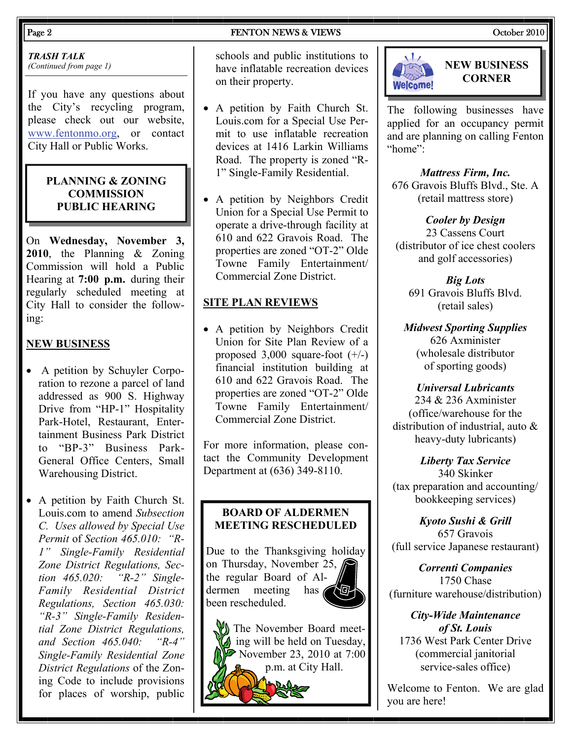**TRASH TALK**
*(Continued from page 1)*

If you have any questions about the City's recycling program, please check out our website, www.fentonmo.org, or contact City Hall or Public Works.

## PLANNING & ZONING COMMISSION PUBLIC HEARING

On **Wednesday, November 3, 2010**, the Planning & Zoning Commission will hold a Public Hearing at **7:00 p.m.** during their regularly scheduled meeting at City Hall to consider the following:

### NEW BUSINESS

- A petition by Schuyler Corporation to rezone a parcel of land addressed as 900 S. Highway Drive from "HP-1" Hospitality Park-Hotel, Restaurant, Entertainment Business Park District to "BP-3" Business Park-General Office Centers, Small Warehousing District.

- A petition by Faith Church St. Louis.com to amend *Subsection C. Uses allowed by Special Use Permit* of *Section 465.010: "R-1" Single-Family Residential Zone District Regulations, Section 465.020: "R-2" Single-Family Residential District Regulations, Section 465.030: "R-3" Single-Family Residential Zone District Regulations, and Section 465.040: "R-4" Single-Family Residential Zone District Regulations* of the Zoning Code to include provisions for places of worship, public schools and public institutions to have inflatable recreation devices on their property.

- A petition by Faith Church St. Louis.com for a Special Use Permit to use inflatable recreation devices at 1416 Larkin Williams Road. The property is zoned "R-1" Single-Family Residential.

- A petition by Neighbors Credit Union for a Special Use Permit to operate a drive-through facility at 610 and 622 Gravois Road. The properties are zoned "OT-2" Olde Towne Family Entertainment/ Commercial Zone District.

### SITE PLAN REVIEWS

- A petition by Neighbors Credit Union for Site Plan Review of a proposed 3,000 square-foot (+/-) financial institution building at 610 and 622 Gravois Road. The properties are zoned "OT-2" Olde Towne Family Entertainment/ Commercial Zone District.

For more information, please contact the Community Development Department at (636) 349-8110.

## BOARD OF ALDERMEN MEETING RESCHEDULED

Due to the Thanksgiving holiday on Thursday, November 25, the regular Board of Aldermen meeting has been rescheduled.

The November Board meeting will be held on Tuesday, November 23, 2010 at 7:00 p.m. at City Hall.

## NEW BUSINESS CORNER

The following businesses have applied for an occupancy permit and are planning on calling Fenton "home":

***Mattress Firm, Inc.***
676 Gravois Bluffs Blvd., Ste. A
(retail mattress store)

***Cooler by Design***
23 Cassens Court
(distributor of ice chest coolers and golf accessories)

***Big Lots***
691 Gravois Bluffs Blvd.
(retail sales)

***Midwest Sporting Supplies***
626 Axminister
(wholesale distributor of sporting goods)

***Universal Lubricants***
234 & 236 Axminister
(office/warehouse for the distribution of industrial, auto & heavy-duty lubricants)

***Liberty Tax Service***
340 Skinker
(tax preparation and accounting/ bookkeeping services)

***Kyoto Sushi & Grill***
657 Gravois
(full service Japanese restaurant)

***Correnti Companies***
1750 Chase
(furniture warehouse/distribution)

***City-Wide Maintenance of St. Louis***
1736 West Park Center Drive
(commercial janitorial service-sales office)

Welcome to Fenton. We are glad you are here!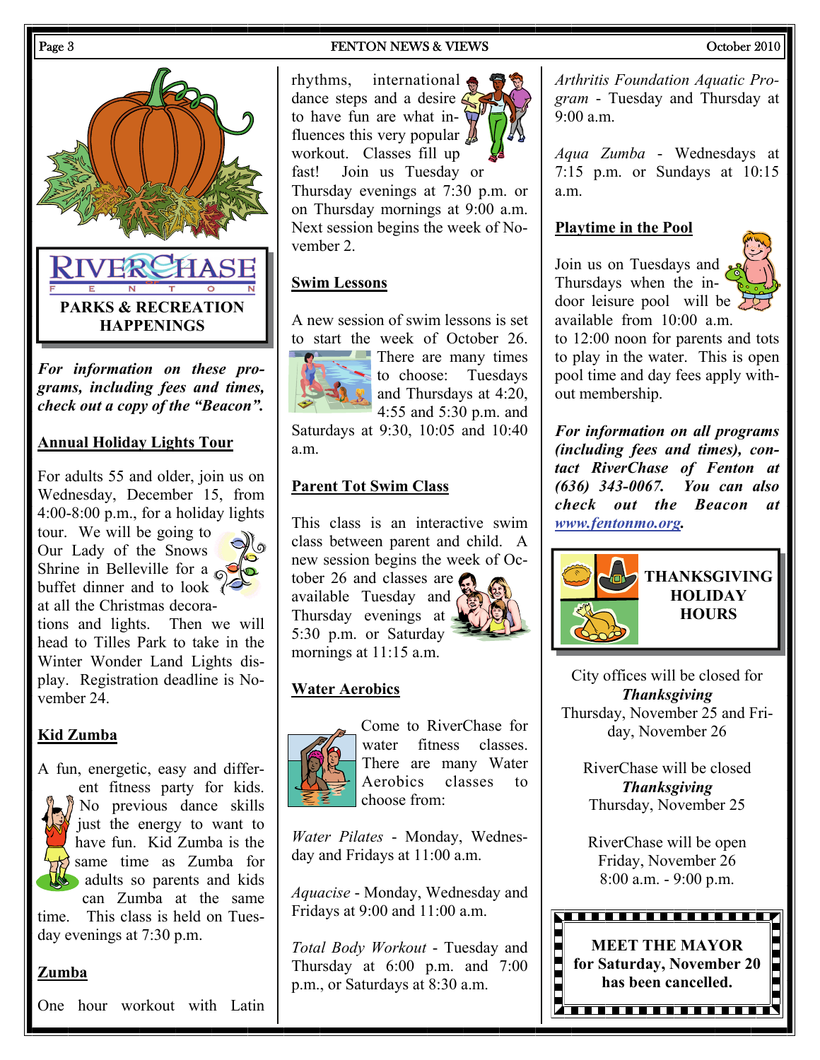## RIVERCHASE FENTON PARKS & RECREATION HAPPENINGS

***For information on these programs, including fees and times, check out a copy of the "Beacon".***

### Annual Holiday Lights Tour

For adults 55 and older, join us on Wednesday, December 15, from 4:00-8:00 p.m., for a holiday lights tour. We will be going to Our Lady of the Snows Shrine in Belleville for a buffet dinner and to look at all the Christmas decorations and lights. Then we will head to Tilles Park to take in the Winter Wonder Land Lights display. Registration deadline is November 24.

### Kid Zumba

A fun, energetic, easy and different fitness party for kids. No previous dance skills just the energy to want to have fun. Kid Zumba is the same time as Zumba for adults so parents and kids can Zumba at the same time. This class is held on Tuesday evenings at 7:30 p.m.

### Zumba

One hour workout with Latin rhythms, international dance steps and a desire to have fun are what influences this very popular workout. Classes fill up fast! Join us Tuesday or Thursday evenings at 7:30 p.m. or on Thursday mornings at 9:00 a.m. Next session begins the week of November 2.

### Swim Lessons

A new session of swim lessons is set to start the week of October 26. There are many times to choose: Tuesdays and Thursdays at 4:20, 4:55 and 5:30 p.m. and Saturdays at 9:30, 10:05 and 10:40 a.m.

### Parent Tot Swim Class

This class is an interactive swim class between parent and child. A new session begins the week of October 26 and classes are available Tuesday and Thursday evenings at 5:30 p.m. or Saturday mornings at 11:15 a.m.

### Water Aerobics

Come to RiverChase for water fitness classes. There are many Water Aerobics classes to choose from:

*Water Pilates* - Monday, Wednesday and Fridays at 11:00 a.m.

*Aquacise* - Monday, Wednesday and Fridays at 9:00 and 11:00 a.m.

*Total Body Workout* - Tuesday and Thursday at 6:00 p.m. and 7:00 p.m., or Saturdays at 8:30 a.m.

*Arthritis Foundation Aquatic Program* - Tuesday and Thursday at 9:00 a.m.

*Aqua Zumba* - Wednesdays at 7:15 p.m. or Sundays at 10:15 a.m.

### Playtime in the Pool

Join us on Tuesdays and Thursdays when the indoor leisure pool will be available from 10:00 a.m. to 12:00 noon for parents and tots to play in the water. This is open pool time and day fees apply without membership.

***For information on all programs (including fees and times), contact RiverChase of Fenton at (636) 343-0067. You can also check out the Beacon at www.fentonmo.org.***

### THANKSGIVING HOLIDAY HOURS

City offices will be closed for ***Thanksgiving*** Thursday, November 25 and Friday, November 26

RiverChase will be closed ***Thanksgiving*** Thursday, November 25

RiverChase will be open Friday, November 26 8:00 a.m. - 9:00 p.m.

**MEET THE MAYOR for Saturday, November 20 has been cancelled.**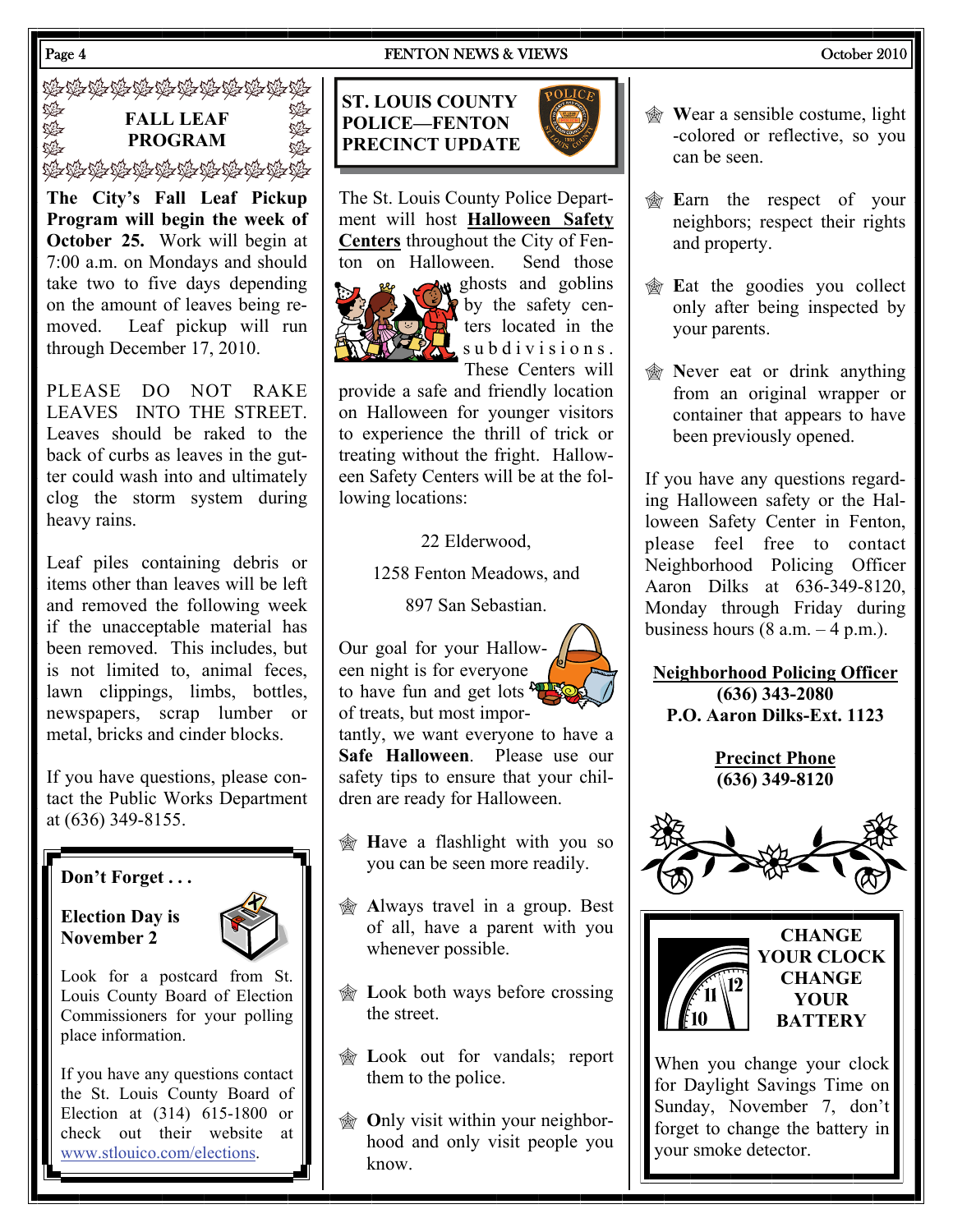## FALL LEAF PROGRAM

**The City's Fall Leaf Pickup Program will begin the week of October 25.** Work will begin at 7:00 a.m. on Mondays and should take two to five days depending on the amount of leaves being removed. Leaf pickup will run through December 17, 2010.

PLEASE DO NOT RAKE LEAVES INTO THE STREET. Leaves should be raked to the back of curbs as leaves in the gutter could wash into and ultimately clog the storm system during heavy rains.

Leaf piles containing debris or items other than leaves will be left and removed the following week if the unacceptable material has been removed. This includes, but is not limited to, animal feces, lawn clippings, limbs, bottles, newspapers, scrap lumber or metal, bricks and cinder blocks.

If you have questions, please contact the Public Works Department at (636) 349-8155.

**Don't Forget . . .**

**Election Day is November 2**

Look for a postcard from St. Louis County Board of Election Commissioners for your polling place information.

If you have any questions contact the St. Louis County Board of Election at (314) 615-1800 or check out their website at www.stlouico.com/elections.

## ST. LOUIS COUNTY POLICE—FENTON PRECINCT UPDATE

The St. Louis County Police Department will host **Halloween Safety Centers** throughout the City of Fenton on Halloween. Send those ghosts and goblins by the safety centers located in the subdivisions. These Centers will provide a safe and friendly location on Halloween for younger visitors to experience the thrill of trick or treating without the fright. Halloween Safety Centers will be at the following locations:

22 Elderwood,

1258 Fenton Meadows, and

897 San Sebastian.

Our goal for your Halloween night is for everyone to have fun and get lots of treats, but most importantly, we want everyone to have a **Safe Halloween**. Please use our safety tips to ensure that your children are ready for Halloween.

- **H**ave a flashlight with you so you can be seen more readily.
- **A**lways travel in a group. Best of all, have a parent with you whenever possible.
- **L**ook both ways before crossing the street.
- **L**ook out for vandals; report them to the police.
- **O**nly visit within your neighborhood and only visit people you know.
- **W**ear a sensible costume, light-colored or reflective, so you can be seen.
- **E**arn the respect of your neighbors; respect their rights and property.
- **E**at the goodies you collect only after being inspected by your parents.
- **N**ever eat or drink anything from an original wrapper or container that appears to have been previously opened.

If you have any questions regarding Halloween safety or the Halloween Safety Center in Fenton, please feel free to contact Neighborhood Policing Officer Aaron Dilks at 636-349-8120, Monday through Friday during business hours (8 a.m. – 4 p.m.).

**Neighborhood Policing Officer**
**(636) 343-2080**
**P.O. Aaron Dilks-Ext. 1123**

**Precinct Phone**
**(636) 349-8120**

**CHANGE YOUR CLOCK CHANGE YOUR BATTERY**

When you change your clock for Daylight Savings Time on Sunday, November 7, don't forget to change the battery in your smoke detector.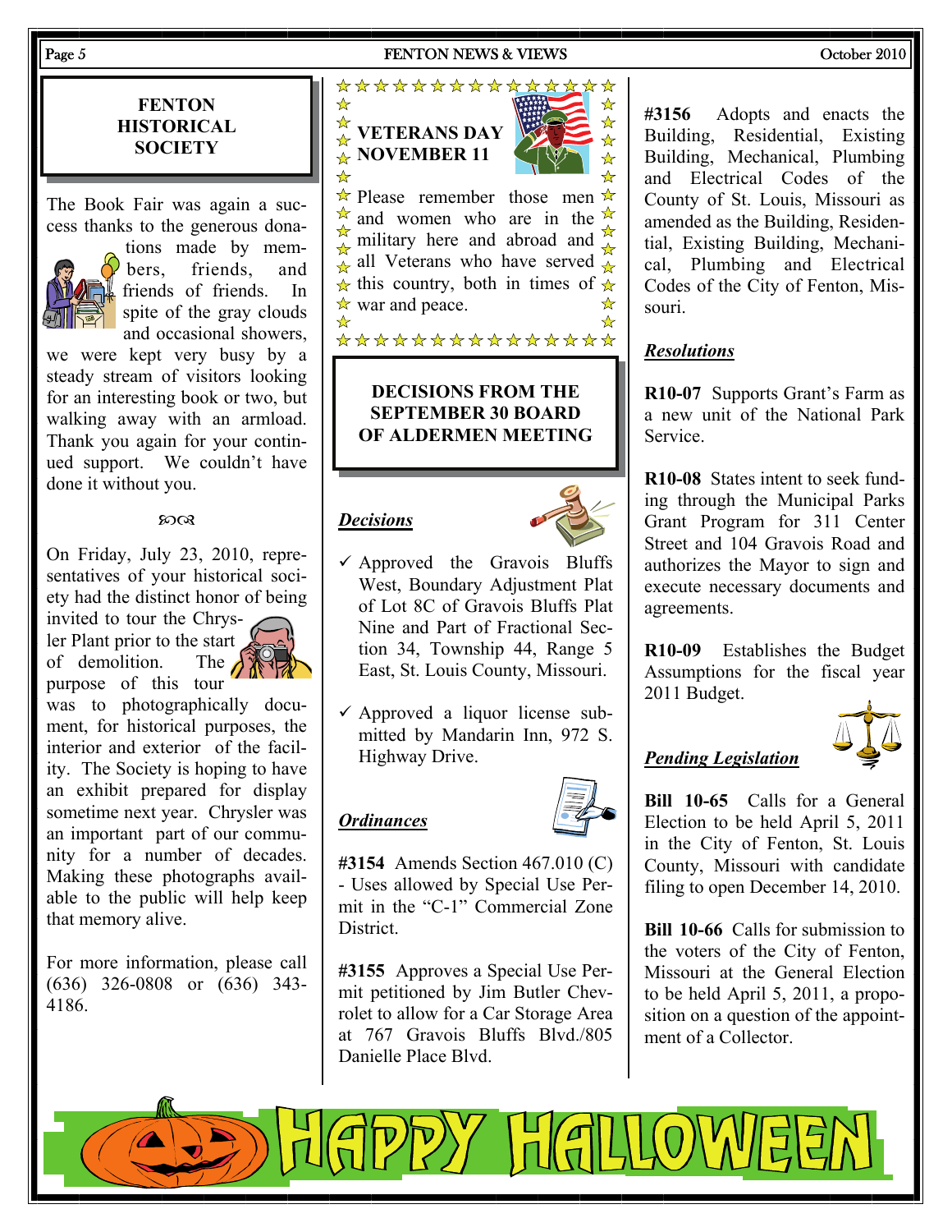## FENTON HISTORICAL SOCIETY

The Book Fair was again a success thanks to the generous donations made by members, friends, and friends of friends. In spite of the gray clouds and occasional showers, we were kept very busy by a steady stream of visitors looking for an interesting book or two, but walking away with an armload. Thank you again for your continued support. We couldn't have done it without you.

ꕥ

On Friday, July 23, 2010, representatives of your historical society had the distinct honor of being invited to tour the Chrysler Plant prior to the start of demolition. The purpose of this tour was to photographically document, for historical purposes, the interior and exterior of the facility. The Society is hoping to have an exhibit prepared for display sometime next year. Chrysler was an important part of our community for a number of decades. Making these photographs available to the public will help keep that memory alive.

For more information, please call (636) 326-0808 or (636) 343-4186.

## VETERANS DAY NOVEMBER 11

Please remember those men and women who are in the military here and abroad and all Veterans who have served this country, both in times of war and peace.

## DECISIONS FROM THE SEPTEMBER 30 BOARD OF ALDERMEN MEETING

### *Decisions*

- ✓ Approved the Gravois Bluffs West, Boundary Adjustment Plat of Lot 8C of Gravois Bluffs Plat Nine and Part of Fractional Section 34, Township 44, Range 5 East, St. Louis County, Missouri.
- ✓ Approved a liquor license submitted by Mandarin Inn, 972 S. Highway Drive.

### *Ordinances*

**#3154** Amends Section 467.010 (C) - Uses allowed by Special Use Permit in the "C-1" Commercial Zone District.

**#3155** Approves a Special Use Permit petitioned by Jim Butler Chevrolet to allow for a Car Storage Area at 767 Gravois Bluffs Blvd./805 Danielle Place Blvd.

**#3156** Adopts and enacts the Building, Residential, Existing Building, Mechanical, Plumbing and Electrical Codes of the County of St. Louis, Missouri as amended as the Building, Residential, Existing Building, Mechanical, Plumbing and Electrical Codes of the City of Fenton, Missouri.

### *Resolutions*

**R10-07** Supports Grant's Farm as a new unit of the National Park Service.

**R10-08** States intent to seek funding through the Municipal Parks Grant Program for 311 Center Street and 104 Gravois Road and authorizes the Mayor to sign and execute necessary documents and agreements.

**R10-09** Establishes the Budget Assumptions for the fiscal year 2011 Budget.

### *Pending Legislation*

**Bill 10-65** Calls for a General Election to be held April 5, 2011 in the City of Fenton, St. Louis County, Missouri with candidate filing to open December 14, 2010.

**Bill 10-66** Calls for submission to the voters of the City of Fenton, Missouri at the General Election to be held April 5, 2011, a proposition on a question of the appointment of a Collector.

HAPPY HALLOWEEN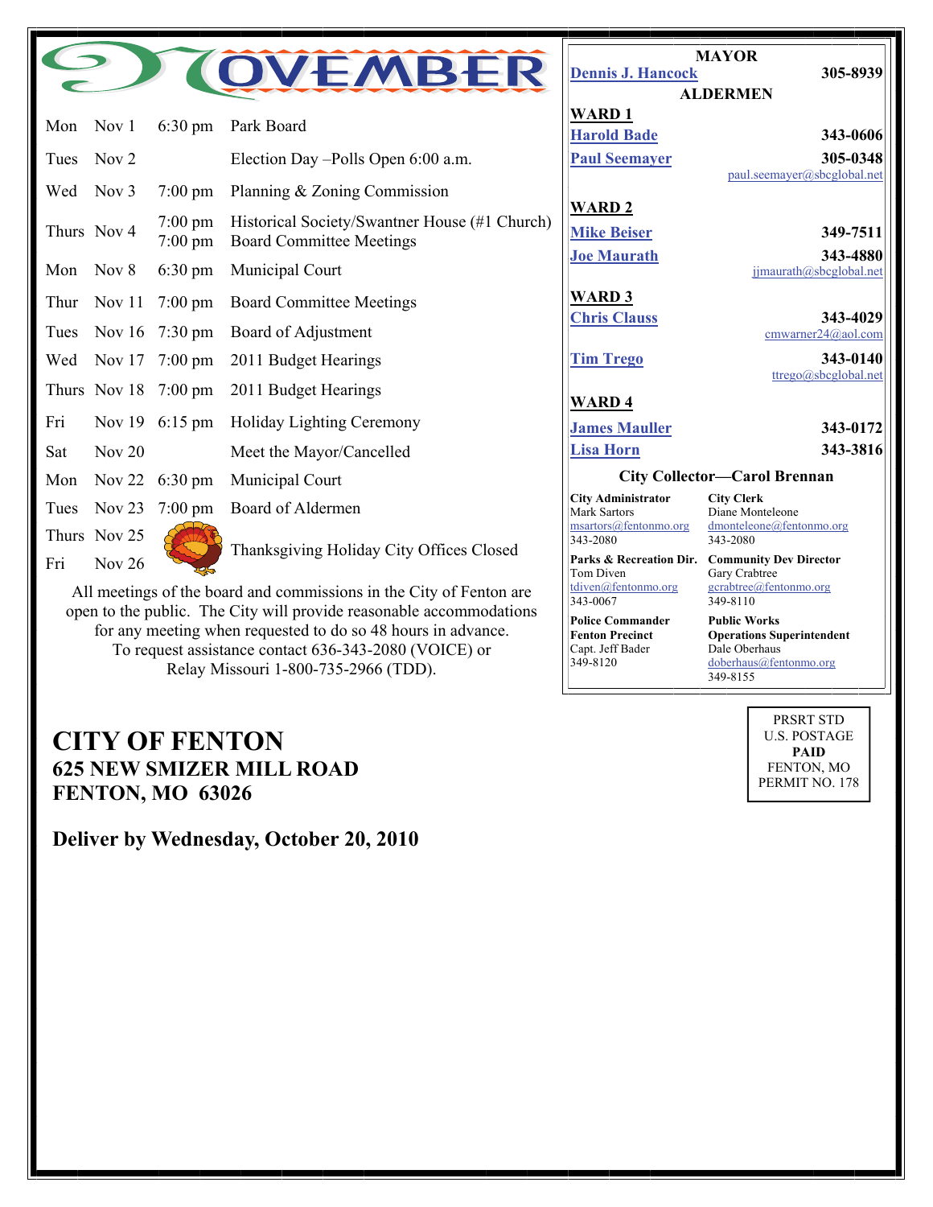# NOVEMBER

| | | | |
|---|---|---|---|
| Mon | Nov 1 | 6:30 pm | Park Board |
| Tues | Nov 2 | | Election Day –Polls Open 6:00 a.m. |
| Wed | Nov 3 | 7:00 pm | Planning & Zoning Commission |
| Thurs | Nov 4 | 7:00 pm<br>7:00 pm | Historical Society/Swantner House (#1 Church)<br>Board Committee Meetings |
| Mon | Nov 8 | 6:30 pm | Municipal Court |
| Thur | Nov 11 | 7:00 pm | Board Committee Meetings |
| Tues | Nov 16 | 7:30 pm | Board of Adjustment |
| Wed | Nov 17 | 7:00 pm | 2011 Budget Hearings |
| Thurs | Nov 18 | 7:00 pm | 2011 Budget Hearings |
| Fri | Nov 19 | 6:15 pm | Holiday Lighting Ceremony |
| Sat | Nov 20 | | Meet the Mayor/Cancelled |
| Mon | Nov 22 | 6:30 pm | Municipal Court |
| Tues | Nov 23 | 7:00 pm | Board of Aldermen |
| Thurs | Nov 25 | | Thanksgiving Holiday City Offices Closed |
| Fri | Nov 26 | | |

All meetings of the board and commissions in the City of Fenton are open to the public. The City will provide reasonable accommodations for any meeting when requested to do so 48 hours in advance. To request assistance contact 636-343-2080 (VOICE) or Relay Missouri 1-800-735-2966 (TDD).

**MAYOR**

**Dennis J. Hancock** 305-8939

**ALDERMEN**

**WARD 1**

**Harold Bade** 343-0606

**Paul Seemayer** 305-0348
paul.seemayer@sbcglobal.net

**WARD 2**

**Mike Beiser** 349-7511

**Joe Maurath** 343-4880
jjmaurath@sbcglobal.net

**WARD 3**

**Chris Clauss** 343-4029
cmwarner24@aol.com

**Tim Trego** 343-0140
ttrego@sbcglobal.net

**WARD 4**

**James Mauller** 343-0172

**Lisa Horn** 343-3816

**City Collector—Carol Brennan**

**City Administrator**
Mark Sartors
msartors@fentonmo.org
343-2080

**City Clerk**
Diane Monteleone
dmonteleone@fentonmo.org
343-2080

**Parks & Recreation Dir.**
Tom Diven
tdiven@fentonmo.org
343-0067

**Community Dev Director**
Gary Crabtree
gcrabtree@fentonmo.org
349-8110

**Police Commander**
**Fenton Precinct**
Capt. Jeff Bader
349-8120

**Public Works**
**Operations Superintendent**
Dale Oberhaus
doberhaus@fentonmo.org
349-8155

PRSRT STD
U.S. POSTAGE
**PAID**
FENTON, MO
PERMIT NO. 178

# CITY OF FENTON
## 625 NEW SMIZER MILL ROAD
## FENTON, MO 63026

**Deliver by Wednesday, October 20, 2010**